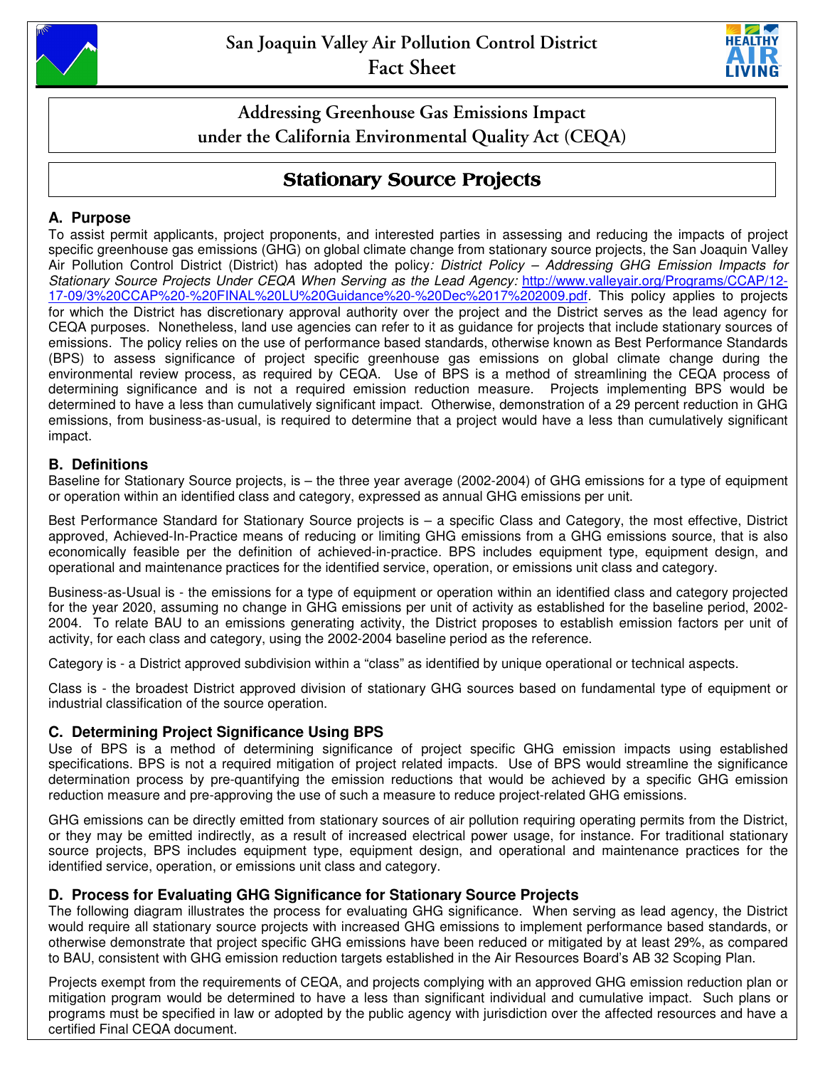# San Joaquin Valley Air Pollution Control District
# Fact Sheet

## Addressing Greenhouse Gas Emissions Impact under the California Environmental Quality Act (CEQA)

## Stationary Source Projects

### A. Purpose

To assist permit applicants, project proponents, and interested parties in assessing and reducing the impacts of project specific greenhouse gas emissions (GHG) on global climate change from stationary source projects, the San Joaquin Valley Air Pollution Control District (District) has adopted the policy*: District Policy – Addressing GHG Emission Impacts for Stationary Source Projects Under CEQA When Serving as the Lead Agency:* [http://www.valleyair.org/Programs/CCAP/12-17-09/3%20CCAP%20-%20FINAL%20LU%20Guidance%20-%20Dec%2017%202009.pdf](http://www.valleyair.org/Programs/CCAP/12-17-09/3%20CCAP%20-%20FINAL%20LU%20Guidance%20-%20Dec%2017%202009.pdf). This policy applies to projects for which the District has discretionary approval authority over the project and the District serves as the lead agency for CEQA purposes. Nonetheless, land use agencies can refer to it as guidance for projects that include stationary sources of emissions. The policy relies on the use of performance based standards, otherwise known as Best Performance Standards (BPS) to assess significance of project specific greenhouse gas emissions on global climate change during the environmental review process, as required by CEQA. Use of BPS is a method of streamlining the CEQA process of determining significance and is not a required emission reduction measure. Projects implementing BPS would be determined to have a less than cumulatively significant impact. Otherwise, demonstration of a 29 percent reduction in GHG emissions, from business-as-usual, is required to determine that a project would have a less than cumulatively significant impact.

### B. Definitions

Baseline for Stationary Source projects, is – the three year average (2002-2004) of GHG emissions for a type of equipment or operation within an identified class and category, expressed as annual GHG emissions per unit.

Best Performance Standard for Stationary Source projects is – a specific Class and Category, the most effective, District approved, Achieved-In-Practice means of reducing or limiting GHG emissions from a GHG emissions source, that is also economically feasible per the definition of achieved-in-practice. BPS includes equipment type, equipment design, and operational and maintenance practices for the identified service, operation, or emissions unit class and category.

Business-as-Usual is - the emissions for a type of equipment or operation within an identified class and category projected for the year 2020, assuming no change in GHG emissions per unit of activity as established for the baseline period, 2002-2004. To relate BAU to an emissions generating activity, the District proposes to establish emission factors per unit of activity, for each class and category, using the 2002-2004 baseline period as the reference.

Category is - a District approved subdivision within a “class” as identified by unique operational or technical aspects.

Class is - the broadest District approved division of stationary GHG sources based on fundamental type of equipment or industrial classification of the source operation.

### C. Determining Project Significance Using BPS

Use of BPS is a method of determining significance of project specific GHG emission impacts using established specifications. BPS is not a required mitigation of project related impacts. Use of BPS would streamline the significance determination process by pre-quantifying the emission reductions that would be achieved by a specific GHG emission reduction measure and pre-approving the use of such a measure to reduce project-related GHG emissions.

GHG emissions can be directly emitted from stationary sources of air pollution requiring operating permits from the District, or they may be emitted indirectly, as a result of increased electrical power usage, for instance. For traditional stationary source projects, BPS includes equipment type, equipment design, and operational and maintenance practices for the identified service, operation, or emissions unit class and category.

### D. Process for Evaluating GHG Significance for Stationary Source Projects

The following diagram illustrates the process for evaluating GHG significance. When serving as lead agency, the District would require all stationary source projects with increased GHG emissions to implement performance based standards, or otherwise demonstrate that project specific GHG emissions have been reduced or mitigated by at least 29%, as compared to BAU, consistent with GHG emission reduction targets established in the Air Resources Board’s AB 32 Scoping Plan.

Projects exempt from the requirements of CEQA, and projects complying with an approved GHG emission reduction plan or mitigation program would be determined to have a less than significant individual and cumulative impact. Such plans or programs must be specified in law or adopted by the public agency with jurisdiction over the affected resources and have a certified Final CEQA document.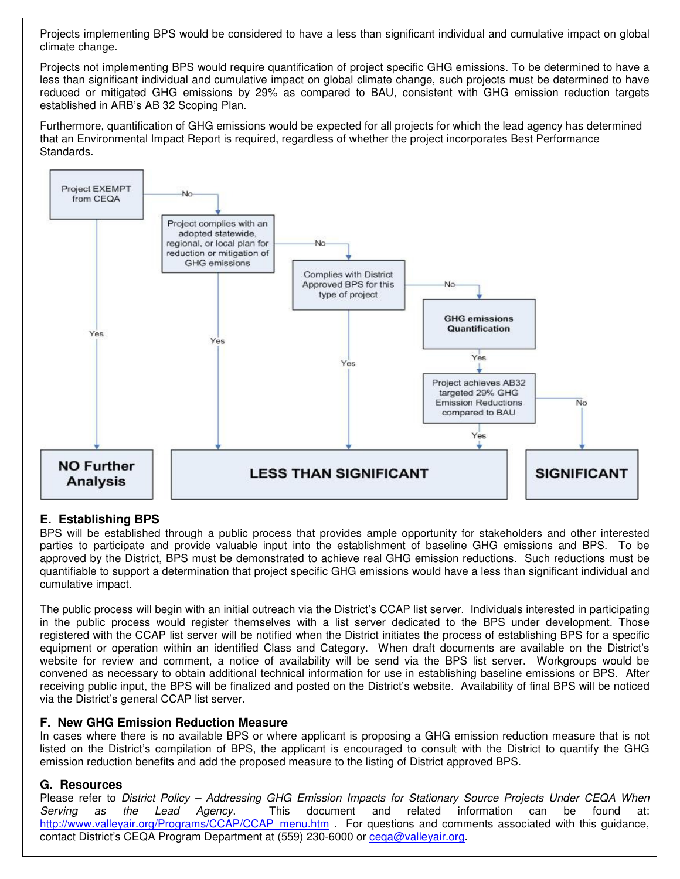Projects implementing BPS would be considered to have a less than significant individual and cumulative impact on global climate change.

Projects not implementing BPS would require quantification of project specific GHG emissions. To be determined to have a less than significant individual and cumulative impact on global climate change, such projects must be determined to have reduced or mitigated GHG emissions by 29% as compared to BAU, consistent with GHG emission reduction targets established in ARB's AB 32 Scoping Plan.

Furthermore, quantification of GHG emissions would be expected for all projects for which the lead agency has determined that an Environmental Impact Report is required, regardless of whether the project incorporates Best Performance Standards.

Project EXEMPT from CEQA

No

Yes

Project complies with an adopted statewide, regional, or local plan for reduction or mitigation of GHG emissions

No

Yes

Complies with District Approved BPS for this type of project

No

Yes

GHG emissions Quantification

Yes

Project achieves AB32 targeted 29% GHG Emission Reductions compared to BAU

No

Yes

NO Further Analysis

LESS THAN SIGNIFICANT

SIGNIFICANT

## E. Establishing BPS

BPS will be established through a public process that provides ample opportunity for stakeholders and other interested parties to participate and provide valuable input into the establishment of baseline GHG emissions and BPS. To be approved by the District, BPS must be demonstrated to achieve real GHG emission reductions. Such reductions must be quantifiable to support a determination that project specific GHG emissions would have a less than significant individual and cumulative impact.

The public process will begin with an initial outreach via the District's CCAP list server. Individuals interested in participating in the public process would register themselves with a list server dedicated to the BPS under development. Those registered with the CCAP list server will be notified when the District initiates the process of establishing BPS for a specific equipment or operation within an identified Class and Category. When draft documents are available on the District's website for review and comment, a notice of availability will be send via the BPS list server. Workgroups would be convened as necessary to obtain additional technical information for use in establishing baseline emissions or BPS. After receiving public input, the BPS will be finalized and posted on the District's website. Availability of final BPS will be noticed via the District's general CCAP list server.

## F. New GHG Emission Reduction Measure

In cases where there is no available BPS or where applicant is proposing a GHG emission reduction measure that is not listed on the District's compilation of BPS, the applicant is encouraged to consult with the District to quantify the GHG emission reduction benefits and add the proposed measure to the listing of District approved BPS.

## G. Resources

Please refer to *District Policy – Addressing GHG Emission Impacts for Stationary Source Projects Under CEQA When Serving as the Lead Agency.* This document and related information can be found at: http://www.valleyair.org/Programs/CCAP/CCAP_menu.htm . For questions and comments associated with this guidance, contact District's CEQA Program Department at (559) 230-6000 or ceqa@valleyair.org.